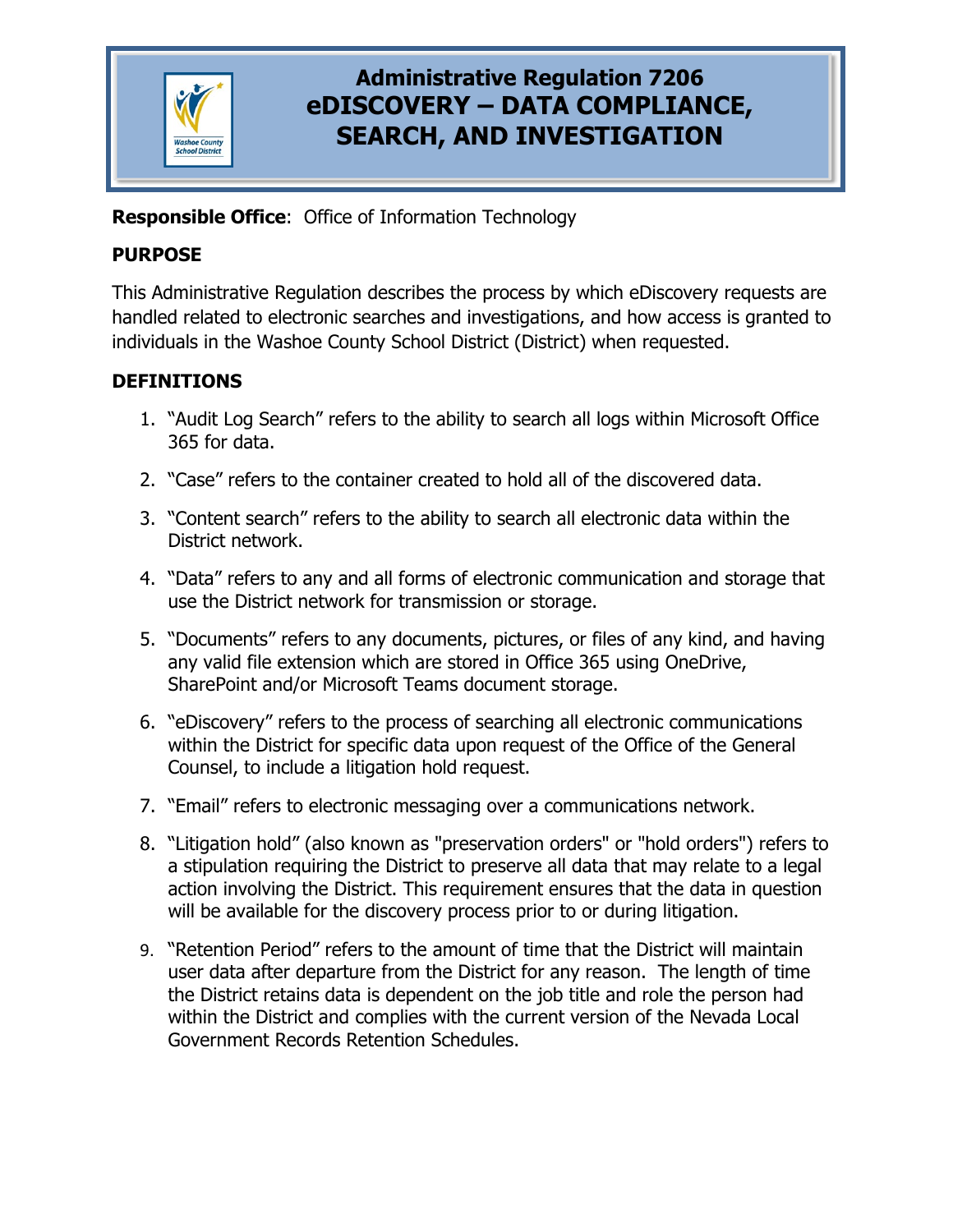# Administrative Regulation 7206
# eDISCOVERY – DATA COMPLIANCE, SEARCH, AND INVESTIGATION

**Responsible Office**: Office of Information Technology

## PURPOSE

This Administrative Regulation describes the process by which eDiscovery requests are handled related to electronic searches and investigations, and how access is granted to individuals in the Washoe County School District (District) when requested.

## DEFINITIONS

1. "Audit Log Search" refers to the ability to search all logs within Microsoft Office 365 for data.

2. "Case" refers to the container created to hold all of the discovered data.

3. "Content search" refers to the ability to search all electronic data within the District network.

4. "Data" refers to any and all forms of electronic communication and storage that use the District network for transmission or storage.

5. "Documents" refers to any documents, pictures, or files of any kind, and having any valid file extension which are stored in Office 365 using OneDrive, SharePoint and/or Microsoft Teams document storage.

6. "eDiscovery" refers to the process of searching all electronic communications within the District for specific data upon request of the Office of the General Counsel, to include a litigation hold request.

7. "Email" refers to electronic messaging over a communications network.

8. "Litigation hold" (also known as "preservation orders" or "hold orders") refers to a stipulation requiring the District to preserve all data that may relate to a legal action involving the District. This requirement ensures that the data in question will be available for the discovery process prior to or during litigation.

9. "Retention Period" refers to the amount of time that the District will maintain user data after departure from the District for any reason. The length of time the District retains data is dependent on the job title and role the person had within the District and complies with the current version of the Nevada Local Government Records Retention Schedules.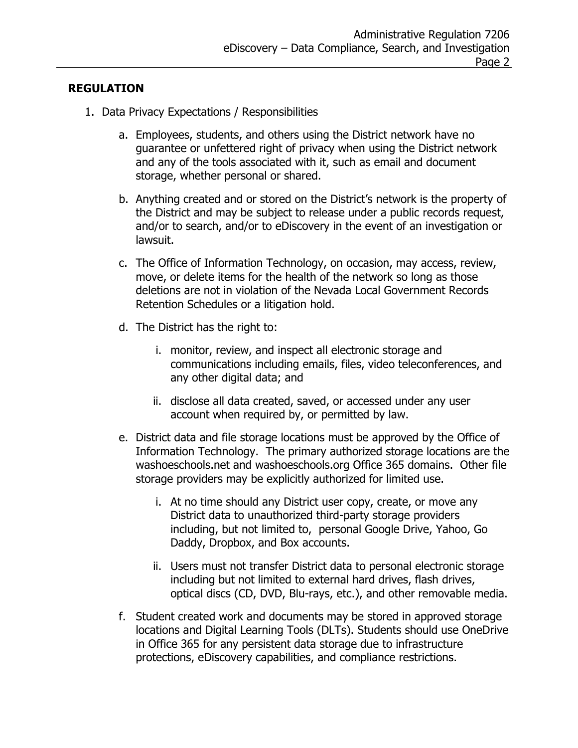## REGULATION

1. Data Privacy Expectations / Responsibilities

    a. Employees, students, and others using the District network have no guarantee or unfettered right of privacy when using the District network and any of the tools associated with it, such as email and document storage, whether personal or shared.

    b. Anything created and or stored on the District's network is the property of the District and may be subject to release under a public records request, and/or to search, and/or to eDiscovery in the event of an investigation or lawsuit.

    c. The Office of Information Technology, on occasion, may access, review, move, or delete items for the health of the network so long as those deletions are not in violation of the Nevada Local Government Records Retention Schedules or a litigation hold.

    d. The District has the right to:

        i. monitor, review, and inspect all electronic storage and communications including emails, files, video teleconferences, and any other digital data; and

        ii. disclose all data created, saved, or accessed under any user account when required by, or permitted by law.

    e. District data and file storage locations must be approved by the Office of Information Technology. The primary authorized storage locations are the washoeschools.net and washoeschools.org Office 365 domains. Other file storage providers may be explicitly authorized for limited use.

        i. At no time should any District user copy, create, or move any District data to unauthorized third-party storage providers including, but not limited to, personal Google Drive, Yahoo, Go Daddy, Dropbox, and Box accounts.

        ii. Users must not transfer District data to personal electronic storage including but not limited to external hard drives, flash drives, optical discs (CD, DVD, Blu-rays, etc.), and other removable media.

    f. Student created work and documents may be stored in approved storage locations and Digital Learning Tools (DLTs). Students should use OneDrive in Office 365 for any persistent data storage due to infrastructure protections, eDiscovery capabilities, and compliance restrictions.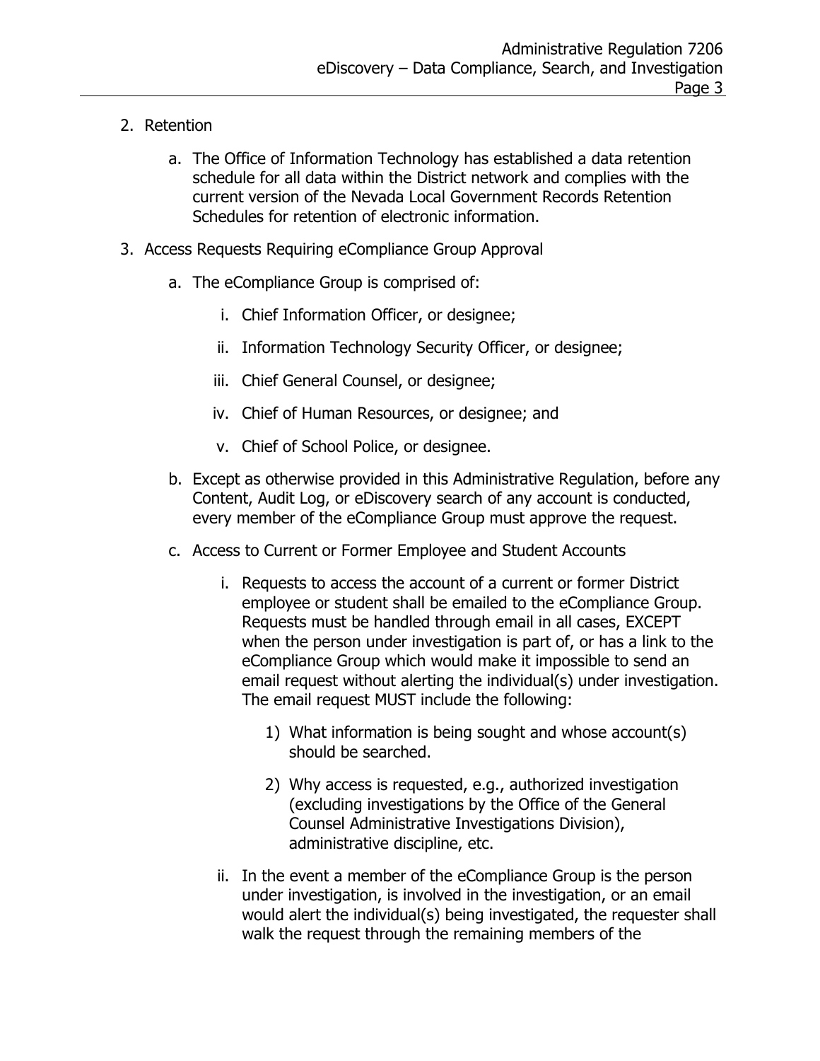2. Retention

    a. The Office of Information Technology has established a data retention schedule for all data within the District network and complies with the current version of the Nevada Local Government Records Retention Schedules for retention of electronic information.

3. Access Requests Requiring eCompliance Group Approval

    a. The eCompliance Group is comprised of:

        i. Chief Information Officer, or designee;

        ii. Information Technology Security Officer, or designee;

        iii. Chief General Counsel, or designee;

        iv. Chief of Human Resources, or designee; and

        v. Chief of School Police, or designee.

    b. Except as otherwise provided in this Administrative Regulation, before any Content, Audit Log, or eDiscovery search of any account is conducted, every member of the eCompliance Group must approve the request.

    c. Access to Current or Former Employee and Student Accounts

        i. Requests to access the account of a current or former District employee or student shall be emailed to the eCompliance Group. Requests must be handled through email in all cases, EXCEPT when the person under investigation is part of, or has a link to the eCompliance Group which would make it impossible to send an email request without alerting the individual(s) under investigation. The email request MUST include the following:

            1) What information is being sought and whose account(s) should be searched.

            2) Why access is requested, e.g., authorized investigation (excluding investigations by the Office of the General Counsel Administrative Investigations Division), administrative discipline, etc.

        ii. In the event a member of the eCompliance Group is the person under investigation, is involved in the investigation, or an email would alert the individual(s) being investigated, the requester shall walk the request through the remaining members of the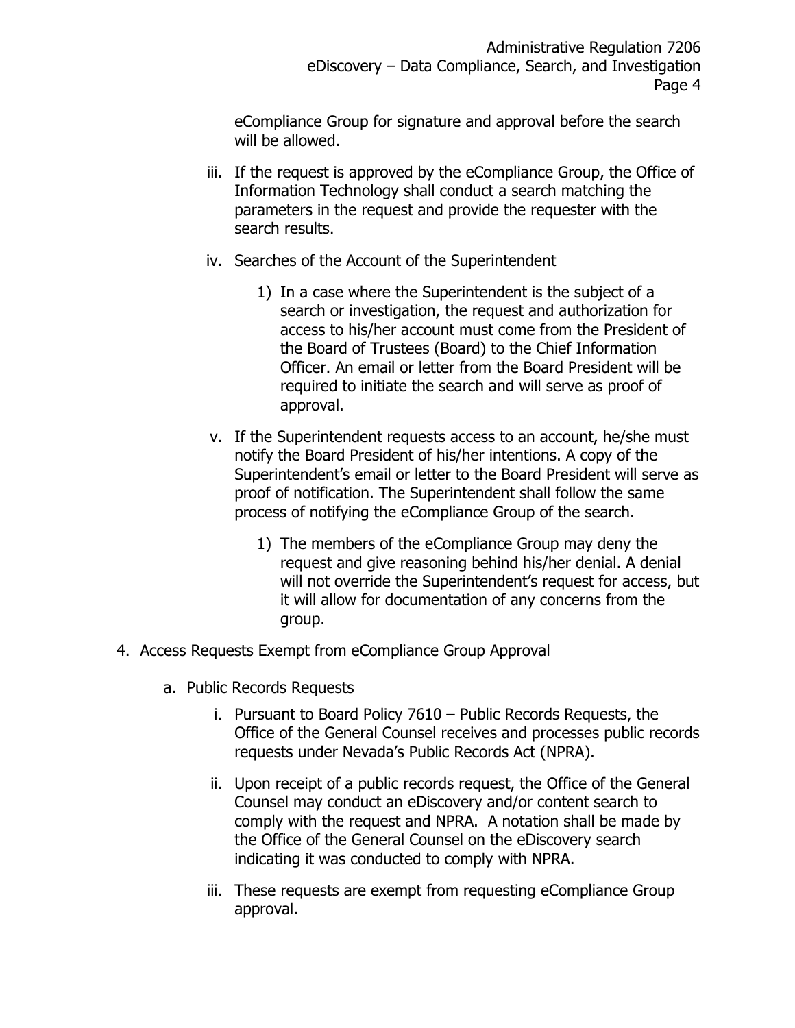eCompliance Group for signature and approval before the search will be allowed.

iii. If the request is approved by the eCompliance Group, the Office of Information Technology shall conduct a search matching the parameters in the request and provide the requester with the search results.

iv. Searches of the Account of the Superintendent

1) In a case where the Superintendent is the subject of a search or investigation, the request and authorization for access to his/her account must come from the President of the Board of Trustees (Board) to the Chief Information Officer. An email or letter from the Board President will be required to initiate the search and will serve as proof of approval.

v. If the Superintendent requests access to an account, he/she must notify the Board President of his/her intentions. A copy of the Superintendent's email or letter to the Board President will serve as proof of notification. The Superintendent shall follow the same process of notifying the eCompliance Group of the search.

1) The members of the eCompliance Group may deny the request and give reasoning behind his/her denial. A denial will not override the Superintendent's request for access, but it will allow for documentation of any concerns from the group.

4. Access Requests Exempt from eCompliance Group Approval

a. Public Records Requests

i. Pursuant to Board Policy 7610 – Public Records Requests, the Office of the General Counsel receives and processes public records requests under Nevada's Public Records Act (NPRA).

ii. Upon receipt of a public records request, the Office of the General Counsel may conduct an eDiscovery and/or content search to comply with the request and NPRA. A notation shall be made by the Office of the General Counsel on the eDiscovery search indicating it was conducted to comply with NPRA.

iii. These requests are exempt from requesting eCompliance Group approval.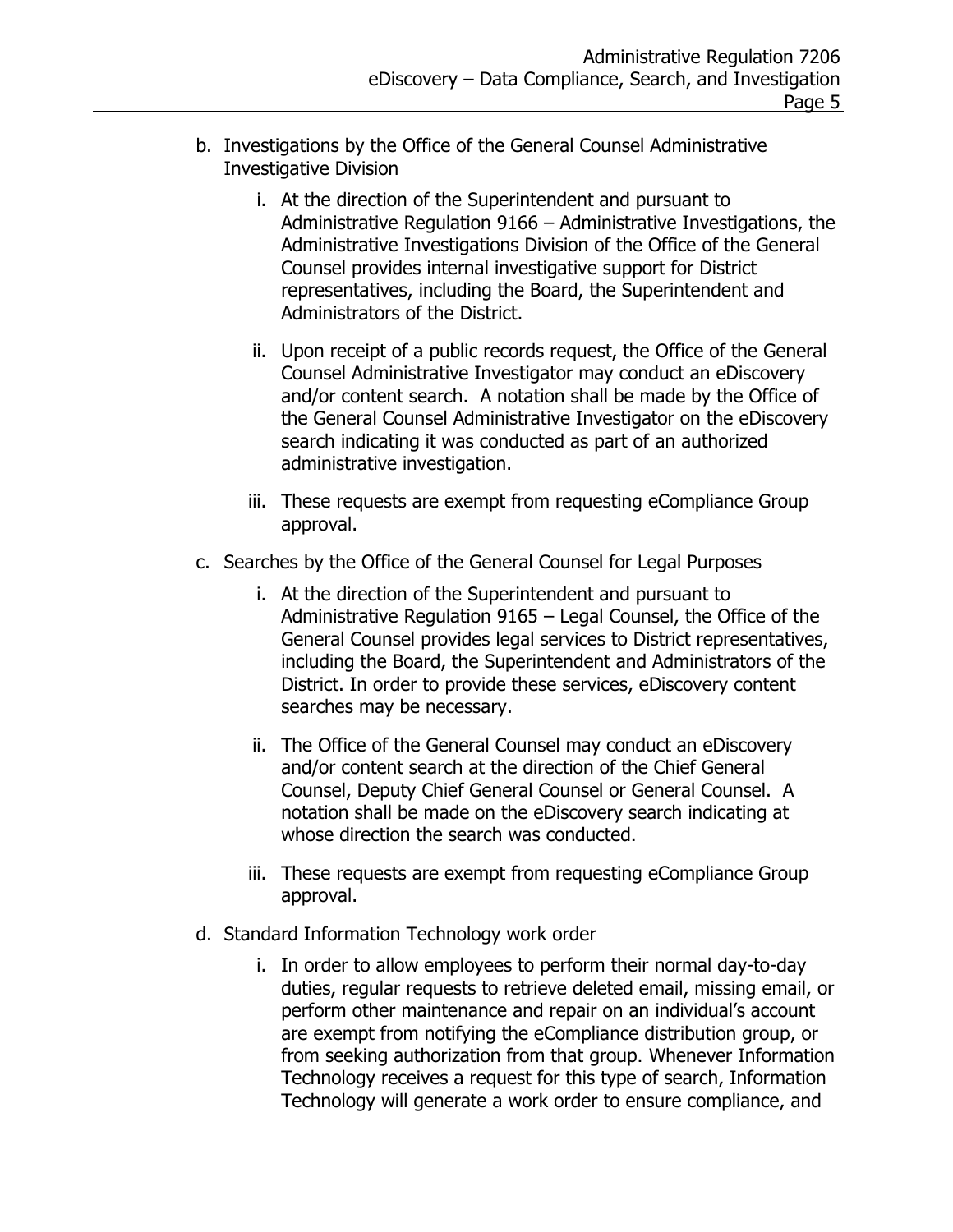b. Investigations by the Office of the General Counsel Administrative Investigative Division

    i. At the direction of the Superintendent and pursuant to Administrative Regulation 9166 – Administrative Investigations, the Administrative Investigations Division of the Office of the General Counsel provides internal investigative support for District representatives, including the Board, the Superintendent and Administrators of the District.

    ii. Upon receipt of a public records request, the Office of the General Counsel Administrative Investigator may conduct an eDiscovery and/or content search. A notation shall be made by the Office of the General Counsel Administrative Investigator on the eDiscovery search indicating it was conducted as part of an authorized administrative investigation.

    iii. These requests are exempt from requesting eCompliance Group approval.

c. Searches by the Office of the General Counsel for Legal Purposes

    i. At the direction of the Superintendent and pursuant to Administrative Regulation 9165 – Legal Counsel, the Office of the General Counsel provides legal services to District representatives, including the Board, the Superintendent and Administrators of the District. In order to provide these services, eDiscovery content searches may be necessary.

    ii. The Office of the General Counsel may conduct an eDiscovery and/or content search at the direction of the Chief General Counsel, Deputy Chief General Counsel or General Counsel. A notation shall be made on the eDiscovery search indicating at whose direction the search was conducted.

    iii. These requests are exempt from requesting eCompliance Group approval.

d. Standard Information Technology work order

    i. In order to allow employees to perform their normal day-to-day duties, regular requests to retrieve deleted email, missing email, or perform other maintenance and repair on an individual's account are exempt from notifying the eCompliance distribution group, or from seeking authorization from that group. Whenever Information Technology receives a request for this type of search, Information Technology will generate a work order to ensure compliance, and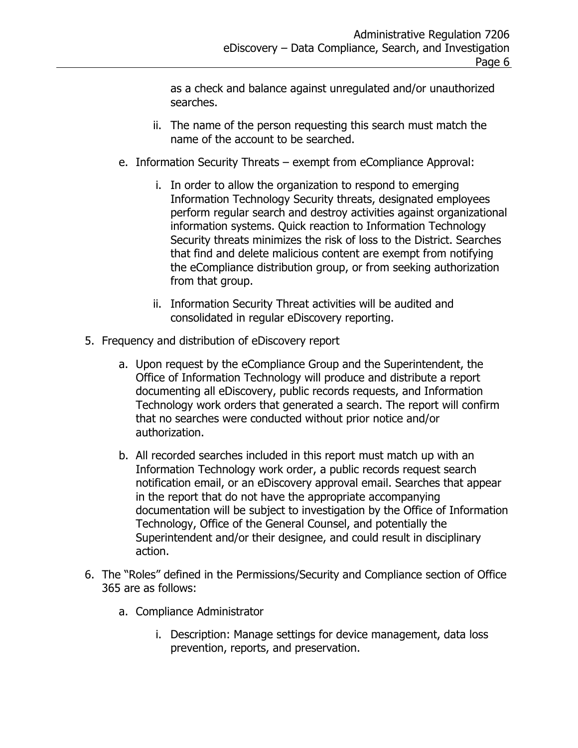as a check and balance against unregulated and/or unauthorized searches.

   ii. The name of the person requesting this search must match the name of the account to be searched.

e. Information Security Threats – exempt from eCompliance Approval:

   i. In order to allow the organization to respond to emerging Information Technology Security threats, designated employees perform regular search and destroy activities against organizational information systems. Quick reaction to Information Technology Security threats minimizes the risk of loss to the District. Searches that find and delete malicious content are exempt from notifying the eCompliance distribution group, or from seeking authorization from that group.

   ii. Information Security Threat activities will be audited and consolidated in regular eDiscovery reporting.

5. Frequency and distribution of eDiscovery report

   a. Upon request by the eCompliance Group and the Superintendent, the Office of Information Technology will produce and distribute a report documenting all eDiscovery, public records requests, and Information Technology work orders that generated a search. The report will confirm that no searches were conducted without prior notice and/or authorization.

   b. All recorded searches included in this report must match up with an Information Technology work order, a public records request search notification email, or an eDiscovery approval email. Searches that appear in the report that do not have the appropriate accompanying documentation will be subject to investigation by the Office of Information Technology, Office of the General Counsel, and potentially the Superintendent and/or their designee, and could result in disciplinary action.

6. The "Roles" defined in the Permissions/Security and Compliance section of Office 365 are as follows:

   a. Compliance Administrator

      i. Description: Manage settings for device management, data loss prevention, reports, and preservation.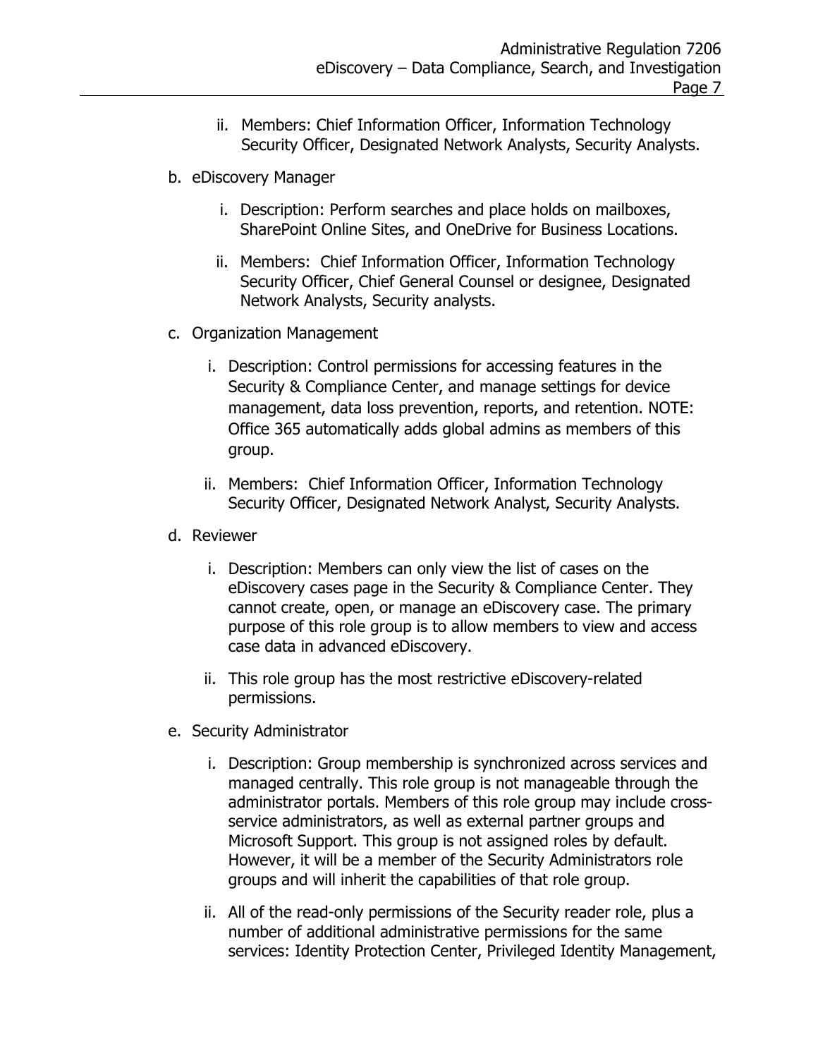ii. Members: Chief Information Officer, Information Technology Security Officer, Designated Network Analysts, Security Analysts.

b. eDiscovery Manager

   i. Description: Perform searches and place holds on mailboxes, SharePoint Online Sites, and OneDrive for Business Locations.

   ii. Members: Chief Information Officer, Information Technology Security Officer, Chief General Counsel or designee, Designated Network Analysts, Security analysts.

c. Organization Management

   i. Description: Control permissions for accessing features in the Security & Compliance Center, and manage settings for device management, data loss prevention, reports, and retention. NOTE: Office 365 automatically adds global admins as members of this group.

   ii. Members: Chief Information Officer, Information Technology Security Officer, Designated Network Analyst, Security Analysts.

d. Reviewer

   i. Description: Members can only view the list of cases on the eDiscovery cases page in the Security & Compliance Center. They cannot create, open, or manage an eDiscovery case. The primary purpose of this role group is to allow members to view and access case data in advanced eDiscovery.

   ii. This role group has the most restrictive eDiscovery-related permissions.

e. Security Administrator

   i. Description: Group membership is synchronized across services and managed centrally. This role group is not manageable through the administrator portals. Members of this role group may include cross-service administrators, as well as external partner groups and Microsoft Support. This group is not assigned roles by default. However, it will be a member of the Security Administrators role groups and will inherit the capabilities of that role group.

   ii. All of the read-only permissions of the Security reader role, plus a number of additional administrative permissions for the same services: Identity Protection Center, Privileged Identity Management,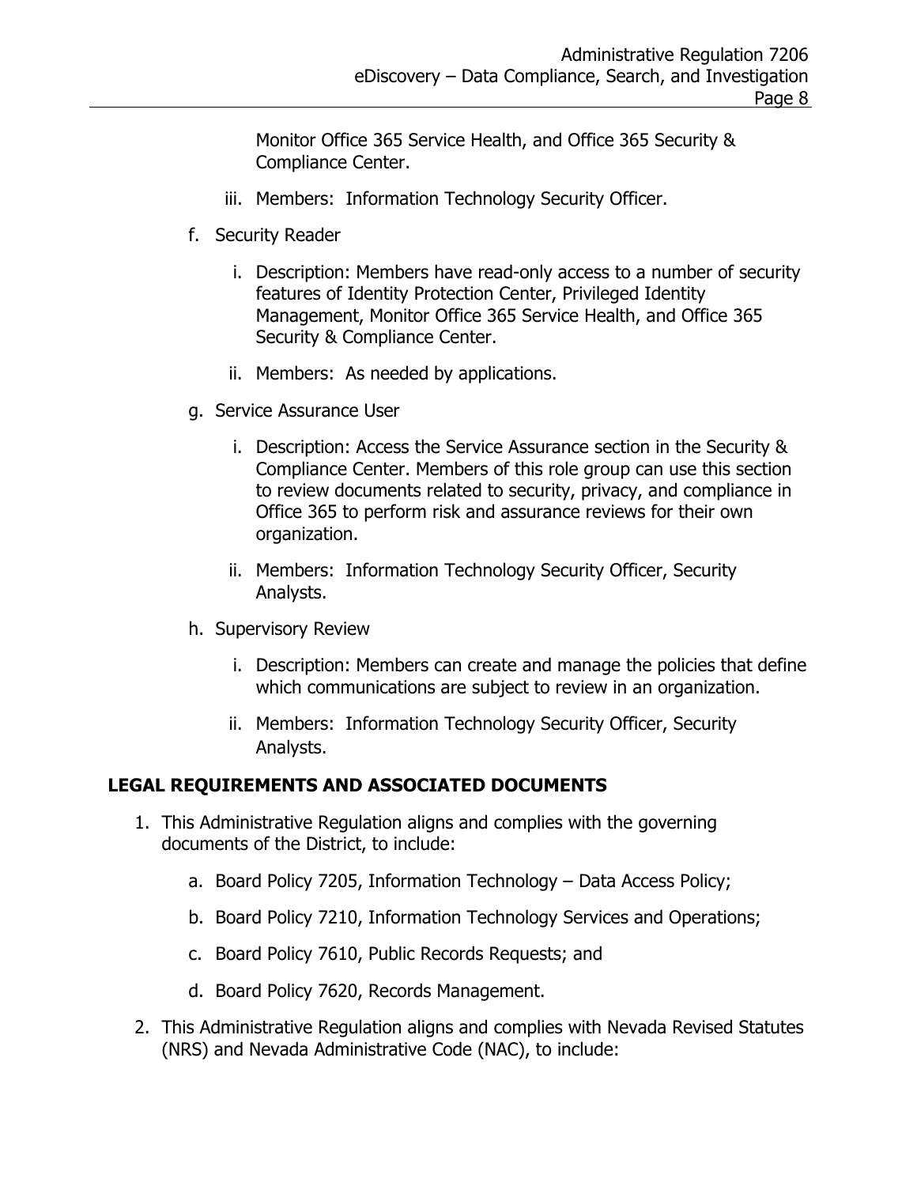Monitor Office 365 Service Health, and Office 365 Security & Compliance Center.

   iii. Members: Information Technology Security Officer.

f. Security Reader

   i. Description: Members have read-only access to a number of security features of Identity Protection Center, Privileged Identity Management, Monitor Office 365 Service Health, and Office 365 Security & Compliance Center.

   ii. Members: As needed by applications.

g. Service Assurance User

   i. Description: Access the Service Assurance section in the Security & Compliance Center. Members of this role group can use this section to review documents related to security, privacy, and compliance in Office 365 to perform risk and assurance reviews for their own organization.

   ii. Members: Information Technology Security Officer, Security Analysts.

h. Supervisory Review

   i. Description: Members can create and manage the policies that define which communications are subject to review in an organization.

   ii. Members: Information Technology Security Officer, Security Analysts.

## LEGAL REQUIREMENTS AND ASSOCIATED DOCUMENTS

1. This Administrative Regulation aligns and complies with the governing documents of the District, to include:

   a. Board Policy 7205, Information Technology – Data Access Policy;

   b. Board Policy 7210, Information Technology Services and Operations;

   c. Board Policy 7610, Public Records Requests; and

   d. Board Policy 7620, Records Management.

2. This Administrative Regulation aligns and complies with Nevada Revised Statutes (NRS) and Nevada Administrative Code (NAC), to include: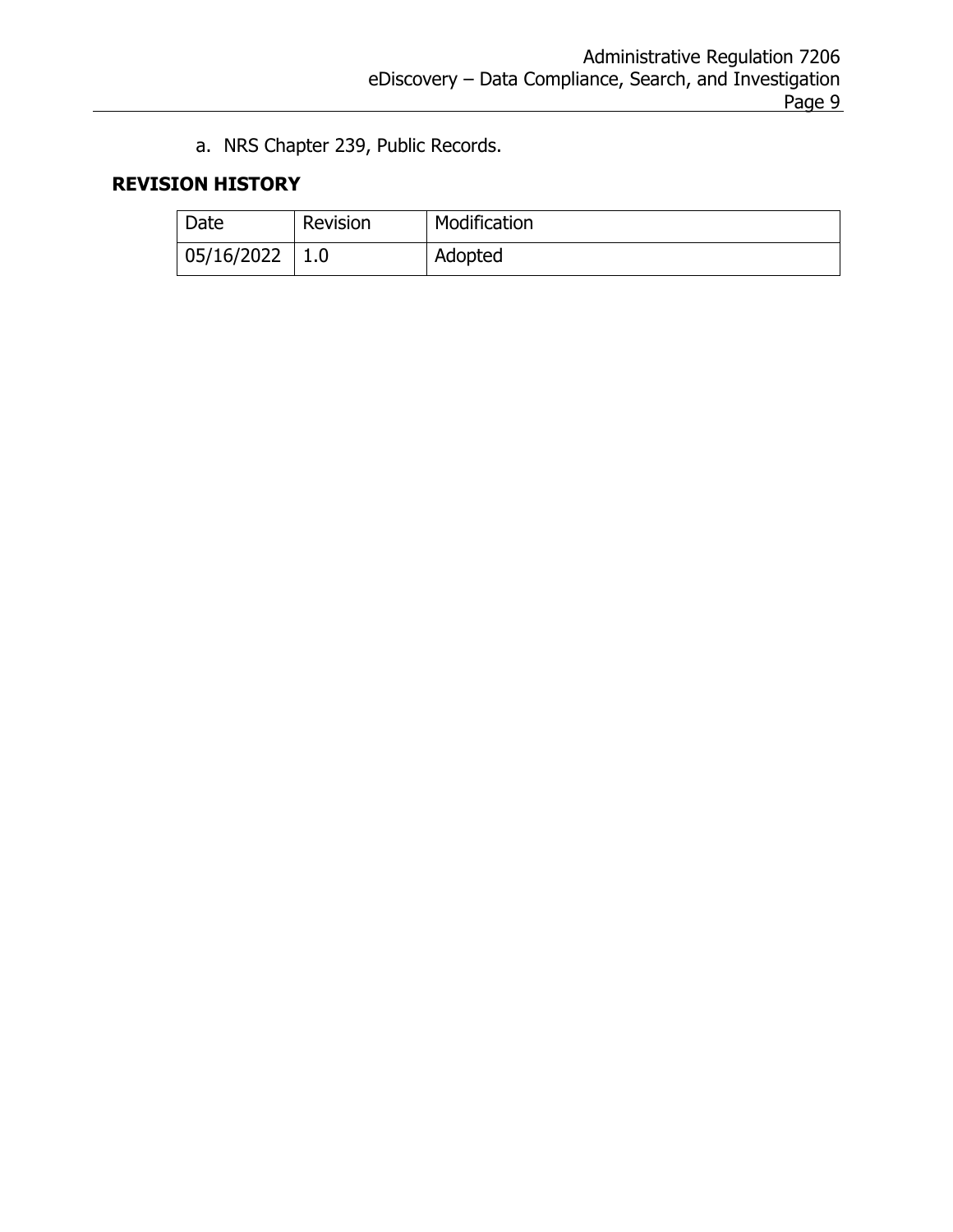a. NRS Chapter 239, Public Records.

## REVISION HISTORY

| Date | Revision | Modification |
|---|---|---|
| 05/16/2022 | 1.0 | Adopted |